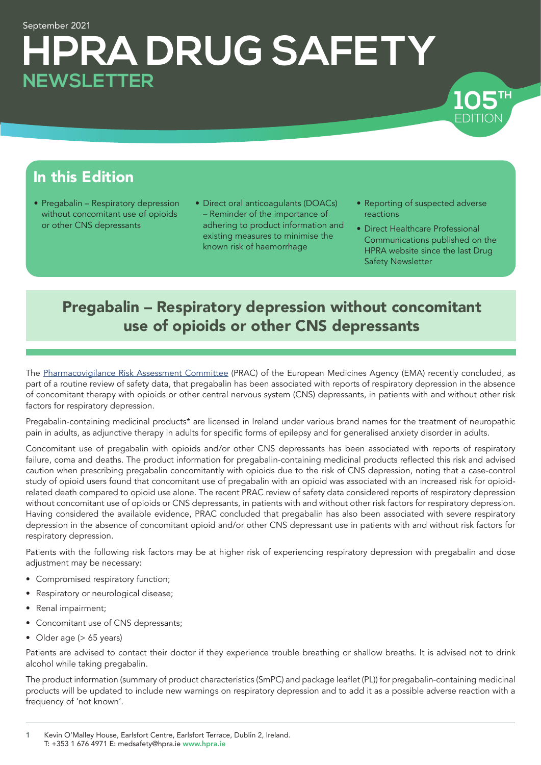September 2021

# HPRA DRUG SAFETY NEWSLETTER

105TH EDITION

## In this Edition

- Pregabalin – Respiratory depression without concomitant use of opioids or other CNS depressants
- Direct oral anticoagulants (DOACs) – Reminder of the importance of adhering to product information and existing measures to minimise the known risk of haemorrhage
- Reporting of suspected adverse reactions
- Direct Healthcare Professional Communications published on the HPRA website since the last Drug Safety Newsletter

## Pregabalin – Respiratory depression without concomitant use of opioids or other CNS depressants

The Pharmacovigilance Risk Assessment Committee (PRAC) of the European Medicines Agency (EMA) recently concluded, as part of a routine review of safety data, that pregabalin has been associated with reports of respiratory depression in the absence of concomitant therapy with opioids or other central nervous system (CNS) depressants, in patients with and without other risk factors for respiratory depression.

Pregabalin-containing medicinal products* are licensed in Ireland under various brand names for the treatment of neuropathic pain in adults, as adjunctive therapy in adults for specific forms of epilepsy and for generalised anxiety disorder in adults.

Concomitant use of pregabalin with opioids and/or other CNS depressants has been associated with reports of respiratory failure, coma and deaths. The product information for pregabalin-containing medicinal products reflected this risk and advised caution when prescribing pregabalin concomitantly with opioids due to the risk of CNS depression, noting that a case-control study of opioid users found that concomitant use of pregabalin with an opioid was associated with an increased risk for opioid-related death compared to opioid use alone. The recent PRAC review of safety data considered reports of respiratory depression without concomitant use of opioids or CNS depressants, in patients with and without other risk factors for respiratory depression. Having considered the available evidence, PRAC concluded that pregabalin has also been associated with severe respiratory depression in the absence of concomitant opioid and/or other CNS depressant use in patients with and without risk factors for respiratory depression.

Patients with the following risk factors may be at higher risk of experiencing respiratory depression with pregabalin and dose adjustment may be necessary:

- Compromised respiratory function;
- Respiratory or neurological disease;
- Renal impairment;
- Concomitant use of CNS depressants;
- Older age (> 65 years)

Patients are advised to contact their doctor if they experience trouble breathing or shallow breaths. It is advised not to drink alcohol while taking pregabalin.

The product information (summary of product characteristics (SmPC) and package leaflet (PL)) for pregabalin-containing medicinal products will be updated to include new warnings on respiratory depression and to add it as a possible adverse reaction with a frequency of 'not known'.

Kevin O'Malley House, Earlsfort Centre, Earlsfort Terrace, Dublin 2, Ireland.
T: +353 1 676 4971 E: medsafety@hpra.ie www.hpra.ie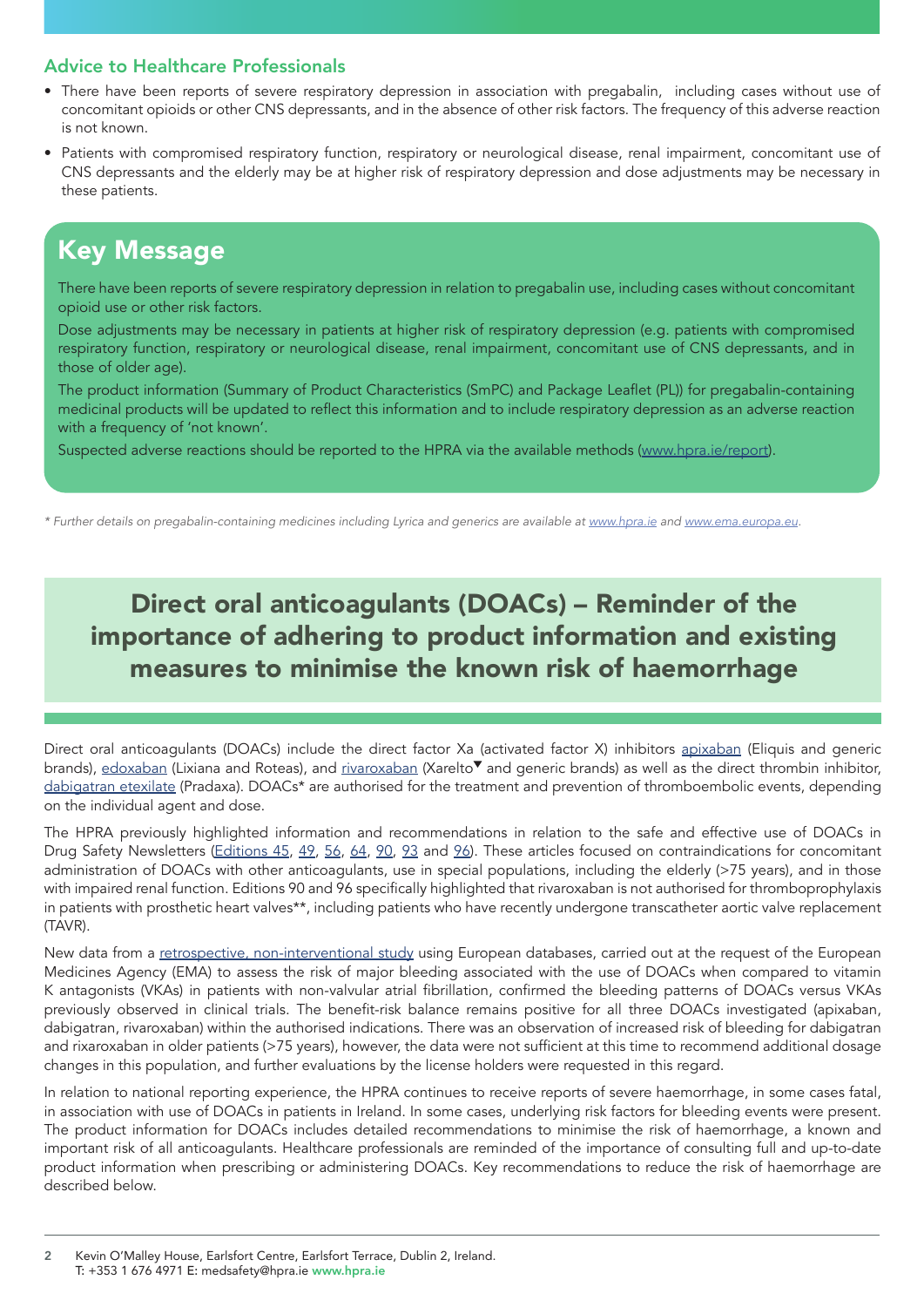### Advice to Healthcare Professionals

- There have been reports of severe respiratory depression in association with pregabalin, including cases without use of concomitant opioids or other CNS depressants, and in the absence of other risk factors. The frequency of this adverse reaction is not known.
- Patients with compromised respiratory function, respiratory or neurological disease, renal impairment, concomitant use of CNS depressants and the elderly may be at higher risk of respiratory depression and dose adjustments may be necessary in these patients.

## Key Message

There have been reports of severe respiratory depression in relation to pregabalin use, including cases without concomitant opioid use or other risk factors.

Dose adjustments may be necessary in patients at higher risk of respiratory depression (e.g. patients with compromised respiratory function, respiratory or neurological disease, renal impairment, concomitant use of CNS depressants, and in those of older age).

The product information (Summary of Product Characteristics (SmPC) and Package Leaflet (PL)) for pregabalin-containing medicinal products will be updated to reflect this information and to include respiratory depression as an adverse reaction with a frequency of 'not known'.

Suspected adverse reactions should be reported to the HPRA via the available methods (www.hpra.ie/report).

*\* Further details on pregabalin-containing medicines including Lyrica and generics are available at www.hpra.ie and www.ema.europa.eu.*

# Direct oral anticoagulants (DOACs) – Reminder of the importance of adhering to product information and existing measures to minimise the known risk of haemorrhage

Direct oral anticoagulants (DOACs) include the direct factor Xa (activated factor X) inhibitors apixaban (Eliquis and generic brands), edoxaban (Lixiana and Roteas), and rivaroxaban (Xarelto▼ and generic brands) as well as the direct thrombin inhibitor, dabigatran etexilate (Pradaxa). DOACs* are authorised for the treatment and prevention of thromboembolic events, depending on the individual agent and dose.

The HPRA previously highlighted information and recommendations in relation to the safe and effective use of DOACs in Drug Safety Newsletters (Editions 45, 49, 56, 64, 90, 93 and 96). These articles focused on contraindications for concomitant administration of DOACs with other anticoagulants, use in special populations, including the elderly (>75 years), and in those with impaired renal function. Editions 90 and 96 specifically highlighted that rivaroxaban is not authorised for thromboprophylaxis in patients with prosthetic heart valves**, including patients who have recently undergone transcatheter aortic valve replacement (TAVR).

New data from a retrospective, non-interventional study using European databases, carried out at the request of the European Medicines Agency (EMA) to assess the risk of major bleeding associated with the use of DOACs when compared to vitamin K antagonists (VKAs) in patients with non-valvular atrial fibrillation, confirmed the bleeding patterns of DOACs versus VKAs previously observed in clinical trials. The benefit-risk balance remains positive for all three DOACs investigated (apixaban, dabigatran, rivaroxaban) within the authorised indications. There was an observation of increased risk of bleeding for dabigatran and rixaroxaban in older patients (>75 years), however, the data were not sufficient at this time to recommend additional dosage changes in this population, and further evaluations by the license holders were requested in this regard.

In relation to national reporting experience, the HPRA continues to receive reports of severe haemorrhage, in some cases fatal, in association with use of DOACs in patients in Ireland. In some cases, underlying risk factors for bleeding events were present. The product information for DOACs includes detailed recommendations to minimise the risk of haemorrhage, a known and important risk of all anticoagulants. Healthcare professionals are reminded of the importance of consulting full and up-to-date product information when prescribing or administering DOACs. Key recommendations to reduce the risk of haemorrhage are described below.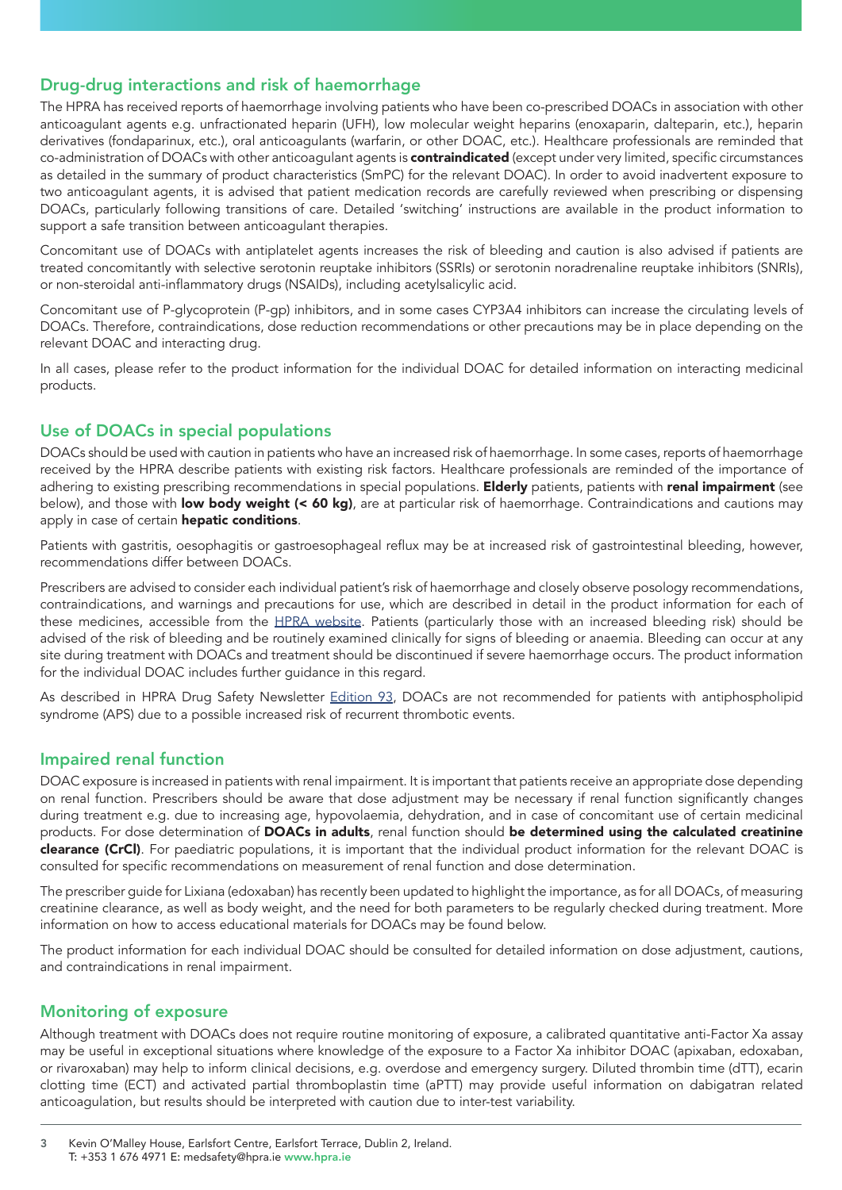## Drug-drug interactions and risk of haemorrhage

The HPRA has received reports of haemorrhage involving patients who have been co-prescribed DOACs in association with other anticoagulant agents e.g. unfractionated heparin (UFH), low molecular weight heparins (enoxaparin, dalteparin, etc.), heparin derivatives (fondaparinux, etc.), oral anticoagulants (warfarin, or other DOAC, etc.). Healthcare professionals are reminded that co-administration of DOACs with other anticoagulant agents is **contraindicated** (except under very limited, specific circumstances as detailed in the summary of product characteristics (SmPC) for the relevant DOAC). In order to avoid inadvertent exposure to two anticoagulant agents, it is advised that patient medication records are carefully reviewed when prescribing or dispensing DOACs, particularly following transitions of care. Detailed 'switching' instructions are available in the product information to support a safe transition between anticoagulant therapies.

Concomitant use of DOACs with antiplatelet agents increases the risk of bleeding and caution is also advised if patients are treated concomitantly with selective serotonin reuptake inhibitors (SSRIs) or serotonin noradrenaline reuptake inhibitors (SNRIs), or non-steroidal anti-inflammatory drugs (NSAIDs), including acetylsalicylic acid.

Concomitant use of P-glycoprotein (P-gp) inhibitors, and in some cases CYP3A4 inhibitors can increase the circulating levels of DOACs. Therefore, contraindications, dose reduction recommendations or other precautions may be in place depending on the relevant DOAC and interacting drug.

In all cases, please refer to the product information for the individual DOAC for detailed information on interacting medicinal products.

## Use of DOACs in special populations

DOACs should be used with caution in patients who have an increased risk of haemorrhage. In some cases, reports of haemorrhage received by the HPRA describe patients with existing risk factors. Healthcare professionals are reminded of the importance of adhering to existing prescribing recommendations in special populations. **Elderly** patients, patients with **renal impairment** (see below), and those with **low body weight (< 60 kg)**, are at particular risk of haemorrhage. Contraindications and cautions may apply in case of certain **hepatic conditions**.

Patients with gastritis, oesophagitis or gastroesophageal reflux may be at increased risk of gastrointestinal bleeding, however, recommendations differ between DOACs.

Prescribers are advised to consider each individual patient's risk of haemorrhage and closely observe posology recommendations, contraindications, and warnings and precautions for use, which are described in detail in the product information for each of these medicines, accessible from the HPRA website. Patients (particularly those with an increased bleeding risk) should be advised of the risk of bleeding and be routinely examined clinically for signs of bleeding or anaemia. Bleeding can occur at any site during treatment with DOACs and treatment should be discontinued if severe haemorrhage occurs. The product information for the individual DOAC includes further guidance in this regard.

As described in HPRA Drug Safety Newsletter Edition 93, DOACs are not recommended for patients with antiphospholipid syndrome (APS) due to a possible increased risk of recurrent thrombotic events.

## Impaired renal function

DOAC exposure is increased in patients with renal impairment. It is important that patients receive an appropriate dose depending on renal function. Prescribers should be aware that dose adjustment may be necessary if renal function significantly changes during treatment e.g. due to increasing age, hypovolaemia, dehydration, and in case of concomitant use of certain medicinal products. For dose determination of **DOACs in adults**, renal function should **be determined using the calculated creatinine clearance (CrCl)**. For paediatric populations, it is important that the individual product information for the relevant DOAC is consulted for specific recommendations on measurement of renal function and dose determination.

The prescriber guide for Lixiana (edoxaban) has recently been updated to highlight the importance, as for all DOACs, of measuring creatinine clearance, as well as body weight, and the need for both parameters to be regularly checked during treatment. More information on how to access educational materials for DOACs may be found below.

The product information for each individual DOAC should be consulted for detailed information on dose adjustment, cautions, and contraindications in renal impairment.

## Monitoring of exposure

Although treatment with DOACs does not require routine monitoring of exposure, a calibrated quantitative anti-Factor Xa assay may be useful in exceptional situations where knowledge of the exposure to a Factor Xa inhibitor DOAC (apixaban, edoxaban, or rivaroxaban) may help to inform clinical decisions, e.g. overdose and emergency surgery. Diluted thrombin time (dTT), ecarin clotting time (ECT) and activated partial thromboplastin time (aPTT) may provide useful information on dabigatran related anticoagulation, but results should be interpreted with caution due to inter-test variability.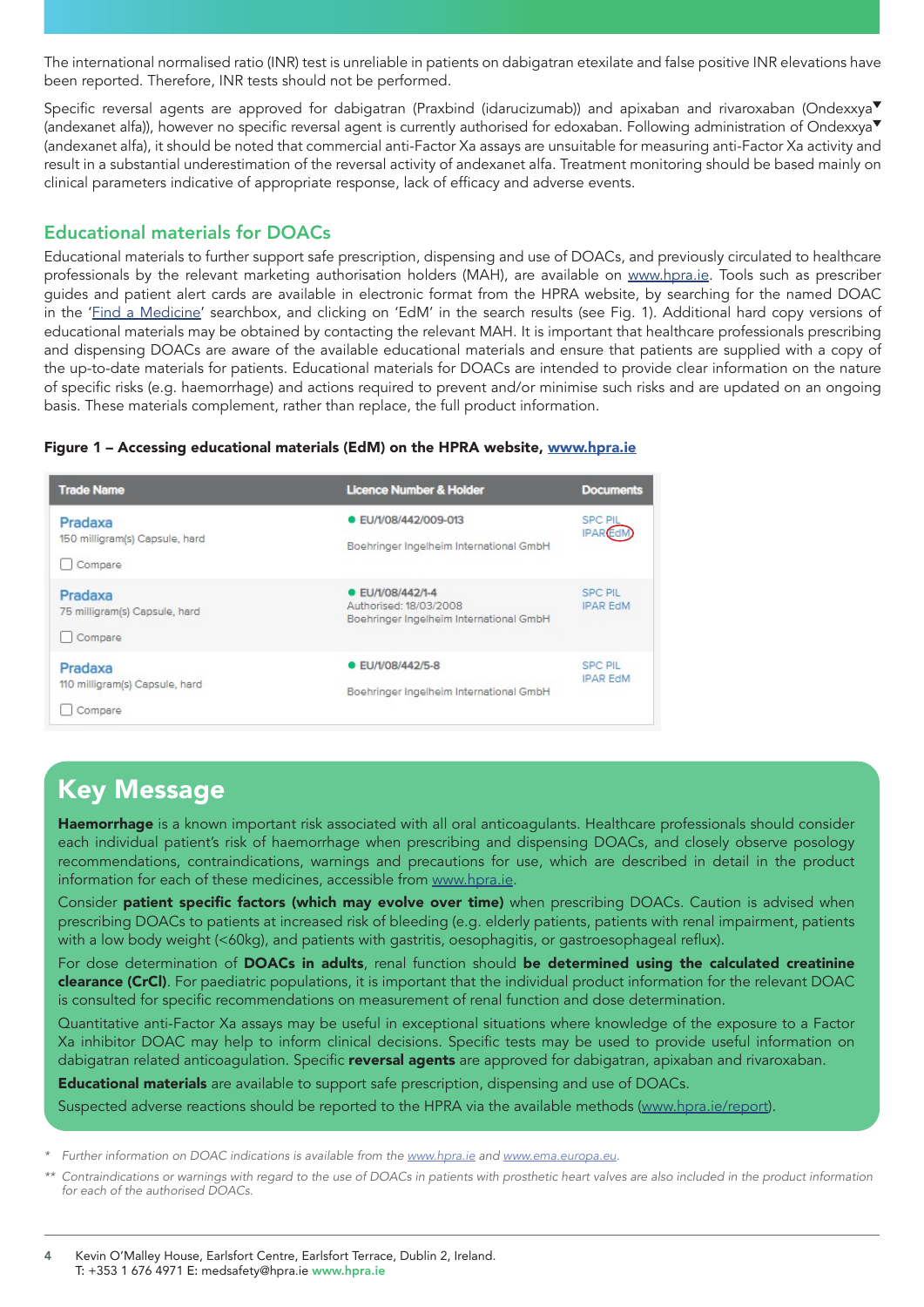The international normalised ratio (INR) test is unreliable in patients on dabigatran etexilate and false positive INR elevations have been reported. Therefore, INR tests should not be performed.

Specific reversal agents are approved for dabigatran (Praxbind (idarucizumab)) and apixaban and rivaroxaban (Ondexxya▼ (andexanet alfa)), however no specific reversal agent is currently authorised for edoxaban. Following administration of Ondexxya▼ (andexanet alfa), it should be noted that commercial anti-Factor Xa assays are unsuitable for measuring anti-Factor Xa activity and result in a substantial underestimation of the reversal activity of andexanet alfa. Treatment monitoring should be based mainly on clinical parameters indicative of appropriate response, lack of efficacy and adverse events.

## Educational materials for DOACs

Educational materials to further support safe prescription, dispensing and use of DOACs, and previously circulated to healthcare professionals by the relevant marketing authorisation holders (MAH), are available on www.hpra.ie. Tools such as prescriber guides and patient alert cards are available in electronic format from the HPRA website, by searching for the named DOAC in the 'Find a Medicine' searchbox, and clicking on 'EdM' in the search results (see Fig. 1). Additional hard copy versions of educational materials may be obtained by contacting the relevant MAH. It is important that healthcare professionals prescribing and dispensing DOACs are aware of the available educational materials and ensure that patients are supplied with a copy of the up-to-date materials for patients. Educational materials for DOACs are intended to provide clear information on the nature of specific risks (e.g. haemorrhage) and actions required to prevent and/or minimise such risks and are updated on an ongoing basis. These materials complement, rather than replace, the full product information.

**Figure 1 – Accessing educational materials (EdM) on the HPRA website, www.hpra.ie**

| Trade Name | Licence Number & Holder | Documents |
|---|---|---|
| Pradaxa<br>150 milligram(s) Capsule, hard<br>Compare | EU/1/08/442/009-013<br>Boehringer Ingelheim International GmbH | SPC PIL<br>IPAR EdM |
| Pradaxa<br>75 milligram(s) Capsule, hard<br>Compare | EU/1/08/442/1-4<br>Authorised: 18/03/2008<br>Boehringer Ingelheim International GmbH | SPC PIL<br>IPAR EdM |
| Pradaxa<br>110 milligram(s) Capsule, hard<br>Compare | EU/1/08/442/5-8<br>Boehringer Ingelheim International GmbH | SPC PIL<br>IPAR EdM |

## Key Message

**Haemorrhage** is a known important risk associated with all oral anticoagulants. Healthcare professionals should consider each individual patient's risk of haemorrhage when prescribing and dispensing DOACs, and closely observe posology recommendations, contraindications, warnings and precautions for use, which are described in detail in the product information for each of these medicines, accessible from www.hpra.ie.

Consider **patient specific factors (which may evolve over time)** when prescribing DOACs. Caution is advised when prescribing DOACs to patients at increased risk of bleeding (e.g. elderly patients, patients with renal impairment, patients with a low body weight (<60kg), and patients with gastritis, oesophagitis, or gastroesophageal reflux).

For dose determination of **DOACs in adults**, renal function should **be determined using the calculated creatinine clearance (CrCl)**. For paediatric populations, it is important that the individual product information for the relevant DOAC is consulted for specific recommendations on measurement of renal function and dose determination.

Quantitative anti-Factor Xa assays may be useful in exceptional situations where knowledge of the exposure to a Factor Xa inhibitor DOAC may help to inform clinical decisions. Specific tests may be used to provide useful information on dabigatran related anticoagulation. Specific **reversal agents** are approved for dabigatran, apixaban and rivaroxaban.

**Educational materials** are available to support safe prescription, dispensing and use of DOACs.

Suspected adverse reactions should be reported to the HPRA via the available methods (www.hpra.ie/report).

*\* Further information on DOAC indications is available from the www.hpra.ie and www.ema.europa.eu.*

*\*\* Contraindications or warnings with regard to the use of DOACs in patients with prosthetic heart valves are also included in the product information for each of the authorised DOACs.*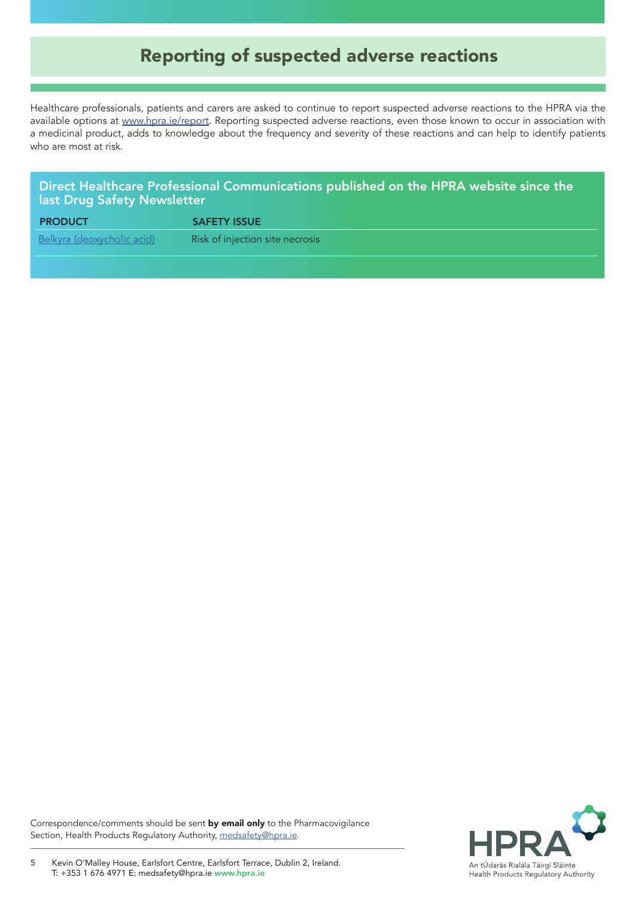## Reporting of suspected adverse reactions

Healthcare professionals, patients and carers are asked to continue to report suspected adverse reactions to the HPRA via the available options at www.hpra.ie/report. Reporting suspected adverse reactions, even those known to occur in association with a medicinal product, adds to knowledge about the frequency and severity of these reactions and can help to identify patients who are most at risk.

### Direct Healthcare Professional Communications published on the HPRA website since the last Drug Safety Newsletter

| PRODUCT | SAFETY ISSUE |
|---|---|
| Belkyra (deoxycholic acid) | Risk of injection site necrosis |

Correspondence/comments should be sent **by email only** to the Pharmacovigilance Section, Health Products Regulatory Authority, medsafety@hpra.ie.

Kevin O'Malley House, Earlsfort Centre, Earlsfort Terrace, Dublin 2, Ireland.
T: +353 1 676 4971 E: medsafety@hpra.ie www.hpra.ie

HPRA
An tÚdarás Rialála Táirgí Sláinte
Health Products Regulatory Authority